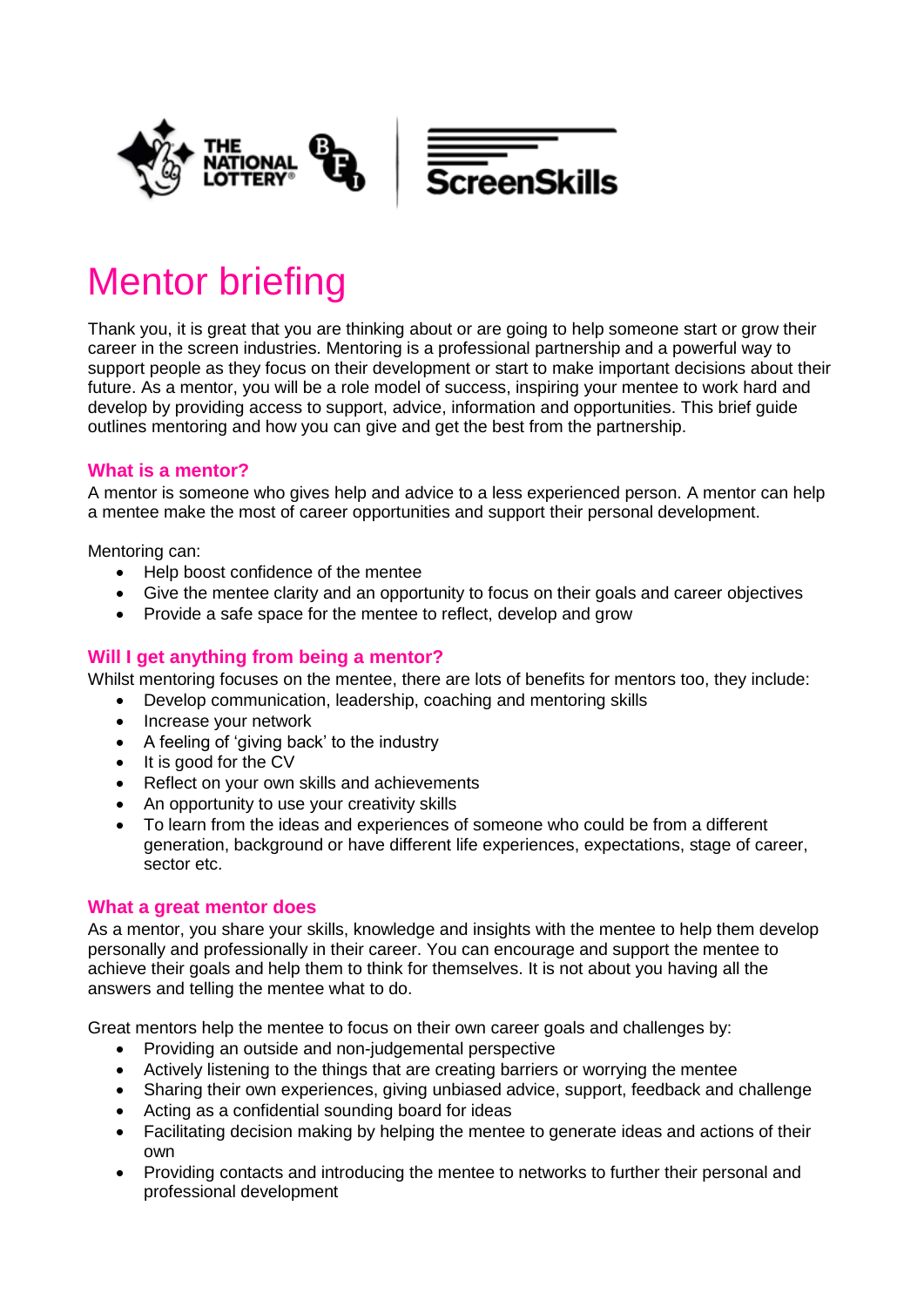# Mentor briefing

Thank you, it is great that you are thinking about or are going to help someone start or grow their career in the screen industries. Mentoring is a professional partnership and a powerful way to support people as they focus on their development or start to make important decisions about their future. As a mentor, you will be a role model of success, inspiring your mentee to work hard and develop by providing access to support, advice, information and opportunities. This brief guide outlines mentoring and how you can give and get the best from the partnership.

## What is a mentor?

A mentor is someone who gives help and advice to a less experienced person. A mentor can help a mentee make the most of career opportunities and support their personal development.

Mentoring can:

- Help boost confidence of the mentee
- Give the mentee clarity and an opportunity to focus on their goals and career objectives
- Provide a safe space for the mentee to reflect, develop and grow

## Will I get anything from being a mentor?

Whilst mentoring focuses on the mentee, there are lots of benefits for mentors too, they include:

- Develop communication, leadership, coaching and mentoring skills
- Increase your network
- A feeling of 'giving back' to the industry
- It is good for the CV
- Reflect on your own skills and achievements
- An opportunity to use your creativity skills
- To learn from the ideas and experiences of someone who could be from a different generation, background or have different life experiences, expectations, stage of career, sector etc.

## What a great mentor does

As a mentor, you share your skills, knowledge and insights with the mentee to help them develop personally and professionally in their career. You can encourage and support the mentee to achieve their goals and help them to think for themselves. It is not about you having all the answers and telling the mentee what to do.

Great mentors help the mentee to focus on their own career goals and challenges by:

- Providing an outside and non-judgemental perspective
- Actively listening to the things that are creating barriers or worrying the mentee
- Sharing their own experiences, giving unbiased advice, support, feedback and challenge
- Acting as a confidential sounding board for ideas
- Facilitating decision making by helping the mentee to generate ideas and actions of their own
- Providing contacts and introducing the mentee to networks to further their personal and professional development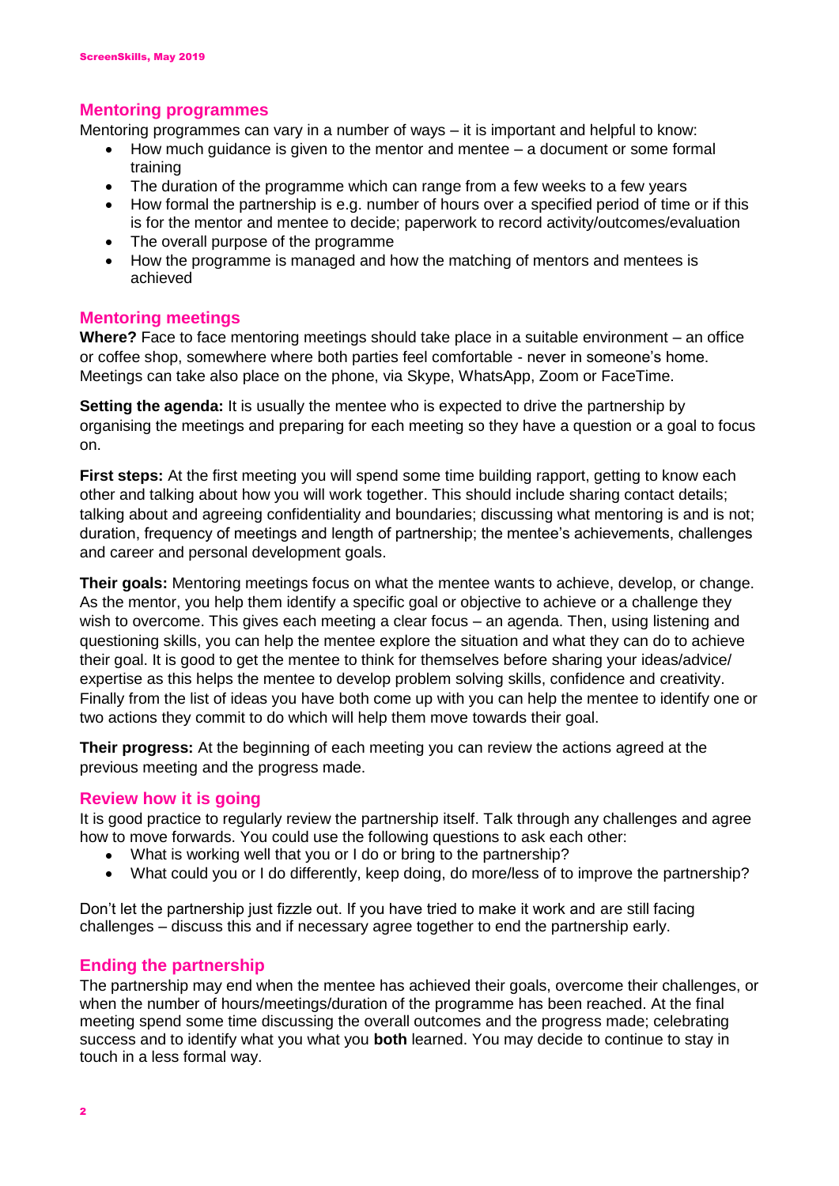## Mentoring programmes

Mentoring programmes can vary in a number of ways – it is important and helpful to know:

- How much guidance is given to the mentor and mentee – a document or some formal training
- The duration of the programme which can range from a few weeks to a few years
- How formal the partnership is e.g. number of hours over a specified period of time or if this is for the mentor and mentee to decide; paperwork to record activity/outcomes/evaluation
- The overall purpose of the programme
- How the programme is managed and how the matching of mentors and mentees is achieved

## Mentoring meetings

**Where?** Face to face mentoring meetings should take place in a suitable environment – an office or coffee shop, somewhere where both parties feel comfortable - never in someone's home. Meetings can take also place on the phone, via Skype, WhatsApp, Zoom or FaceTime.

**Setting the agenda:** It is usually the mentee who is expected to drive the partnership by organising the meetings and preparing for each meeting so they have a question or a goal to focus on.

**First steps:** At the first meeting you will spend some time building rapport, getting to know each other and talking about how you will work together. This should include sharing contact details; talking about and agreeing confidentiality and boundaries; discussing what mentoring is and is not; duration, frequency of meetings and length of partnership; the mentee's achievements, challenges and career and personal development goals.

**Their goals:** Mentoring meetings focus on what the mentee wants to achieve, develop, or change. As the mentor, you help them identify a specific goal or objective to achieve or a challenge they wish to overcome. This gives each meeting a clear focus – an agenda. Then, using listening and questioning skills, you can help the mentee explore the situation and what they can do to achieve their goal. It is good to get the mentee to think for themselves before sharing your ideas/advice/ expertise as this helps the mentee to develop problem solving skills, confidence and creativity. Finally from the list of ideas you have both come up with you can help the mentee to identify one or two actions they commit to do which will help them move towards their goal.

**Their progress:** At the beginning of each meeting you can review the actions agreed at the previous meeting and the progress made.

## Review how it is going

It is good practice to regularly review the partnership itself. Talk through any challenges and agree how to move forwards. You could use the following questions to ask each other:

- What is working well that you or I do or bring to the partnership?
- What could you or I do differently, keep doing, do more/less of to improve the partnership?

Don't let the partnership just fizzle out. If you have tried to make it work and are still facing challenges – discuss this and if necessary agree together to end the partnership early.

## Ending the partnership

The partnership may end when the mentee has achieved their goals, overcome their challenges, or when the number of hours/meetings/duration of the programme has been reached. At the final meeting spend some time discussing the overall outcomes and the progress made; celebrating success and to identify what you what you **both** learned. You may decide to continue to stay in touch in a less formal way.